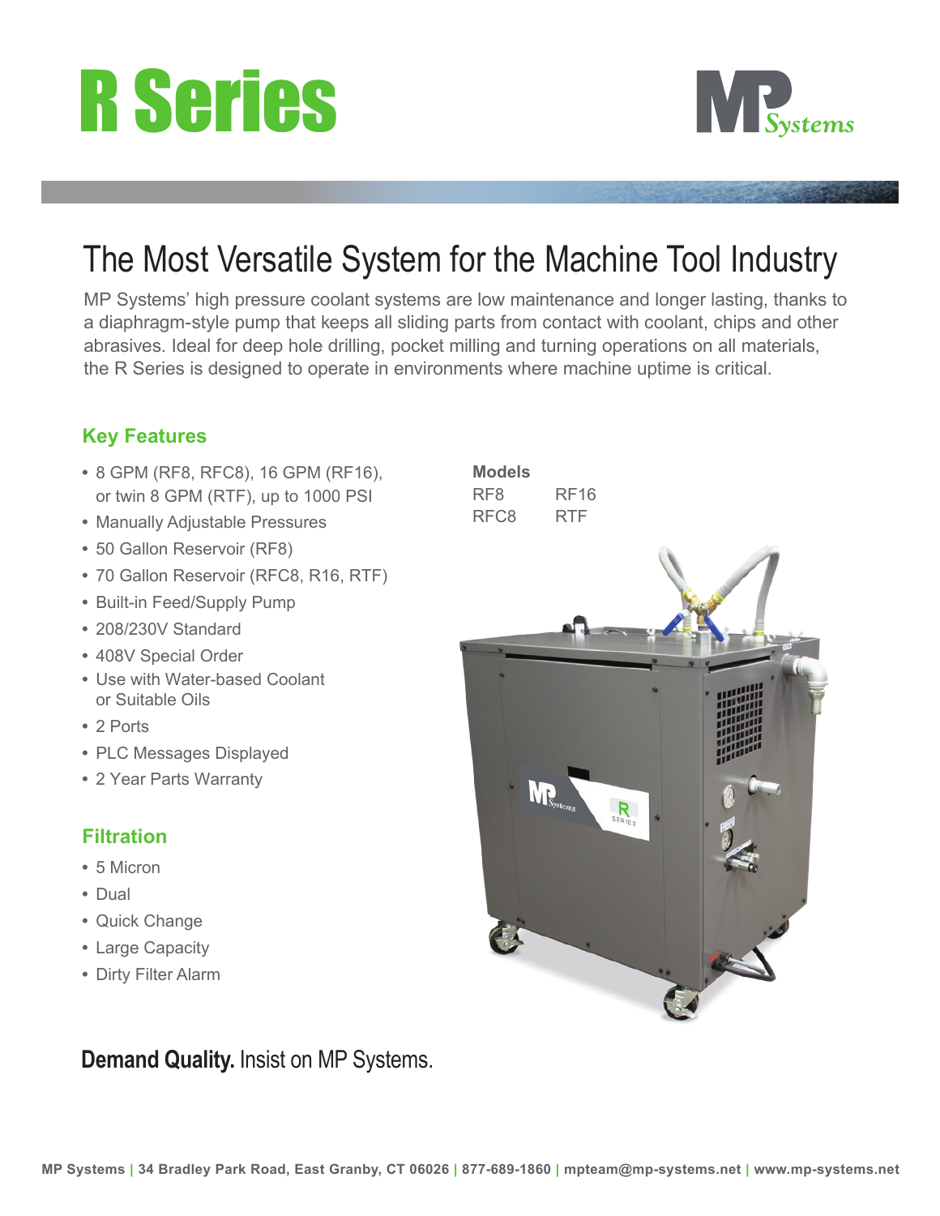# R Series

MP Systems

## The Most Versatile System for the Machine Tool Industry

MP Systems' high pressure coolant systems are low maintenance and longer lasting, thanks to a diaphragm-style pump that keeps all sliding parts from contact with coolant, chips and other abrasives. Ideal for deep hole drilling, pocket milling and turning operations on all materials, the R Series is designed to operate in environments where machine uptime is critical.

### Key Features

- 8 GPM (RF8, RFC8), 16 GPM (RF16), or twin 8 GPM (RTF), up to 1000 PSI
- Manually Adjustable Pressures
- 50 Gallon Reservoir (RF8)
- 70 Gallon Reservoir (RFC8, R16, RTF)
- Built-in Feed/Supply Pump
- 208/230V Standard
- 408V Special Order
- Use with Water-based Coolant or Suitable Oils
- 2 Ports
- PLC Messages Displayed
- 2 Year Parts Warranty

**Models**

| | |
|---|---|
| RF8 | RF16 |
| RFC8 | RTF |

### Filtration

- 5 Micron
- Dual
- Quick Change
- Large Capacity
- Dirty Filter Alarm

**Demand Quality.** Insist on MP Systems.

**MP Systems | 34 Bradley Park Road, East Granby, CT 06026 | 877-689-1860 | mpteam@mp-systems.net | www.mp-systems.net**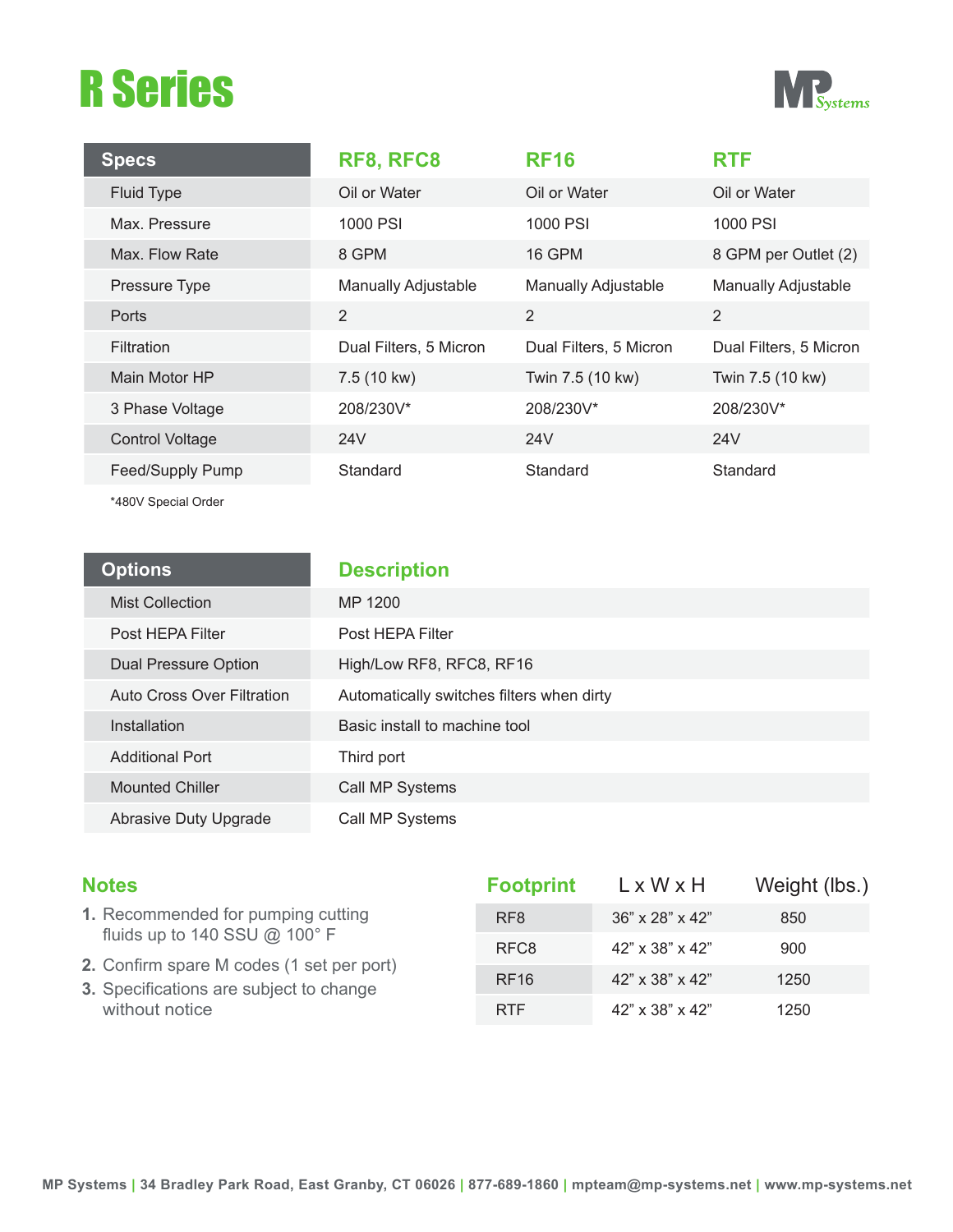# R Series

| Specs | RF8, RFC8 | RF16 | RTF |
|---|---|---|---|
| Fluid Type | Oil or Water | Oil or Water | Oil or Water |
| Max. Pressure | 1000 PSI | 1000 PSI | 1000 PSI |
| Max. Flow Rate | 8 GPM | 16 GPM | 8 GPM per Outlet (2) |
| Pressure Type | Manually Adjustable | Manually Adjustable | Manually Adjustable |
| Ports | 2 | 2 | 2 |
| Filtration | Dual Filters, 5 Micron | Dual Filters, 5 Micron | Dual Filters, 5 Micron |
| Main Motor HP | 7.5 (10 kw) | Twin 7.5 (10 kw) | Twin 7.5 (10 kw) |
| 3 Phase Voltage | 208/230V* | 208/230V* | 208/230V* |
| Control Voltage | 24V | 24V | 24V |
| Feed/Supply Pump | Standard | Standard | Standard |

*480V Special Order

| Options | Description |
|---|---|
| Mist Collection | MP 1200 |
| Post HEPA Filter | Post HEPA Filter |
| Dual Pressure Option | High/Low RF8, RFC8, RF16 |
| Auto Cross Over Filtration | Automatically switches filters when dirty |
| Installation | Basic install to machine tool |
| Additional Port | Third port |
| Mounted Chiller | Call MP Systems |
| Abrasive Duty Upgrade | Call MP Systems |

## Notes

1. Recommended for pumping cutting fluids up to 140 SSU @ 100° F
2. Confirm spare M codes (1 set per port)
3. Specifications are subject to change without notice

| Footprint | L x W x H | Weight (lbs.) |
|---|---|---|
| RF8 | 36” x 28” x 42” | 850 |
| RFC8 | 42” x 38” x 42” | 900 |
| RF16 | 42” x 38” x 42” | 1250 |
| RTF | 42” x 38” x 42” | 1250 |

**MP Systems | 34 Bradley Park Road, East Granby, CT 06026 | 877-689-1860 | mpteam@mp-systems.net | www.mp-systems.net**